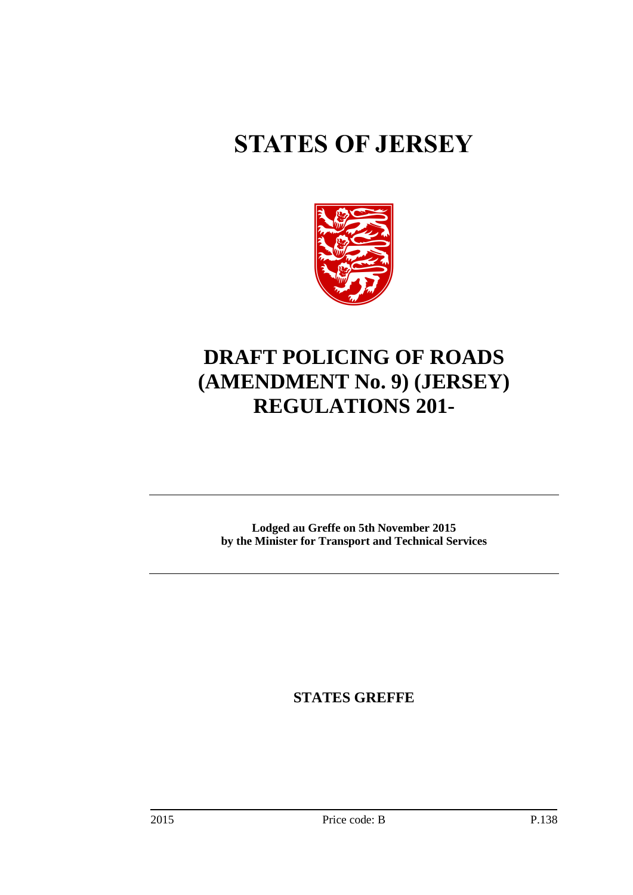# STATES OF JERSEY

# DRAFT POLICING OF ROADS (AMENDMENT No. 9) (JERSEY) REGULATIONS 201-

---

**Lodged au Greffe on 5th November 2015**
**by the Minister for Transport and Technical Services**

---

**STATES GREFFE**

2015 Price code: B P.138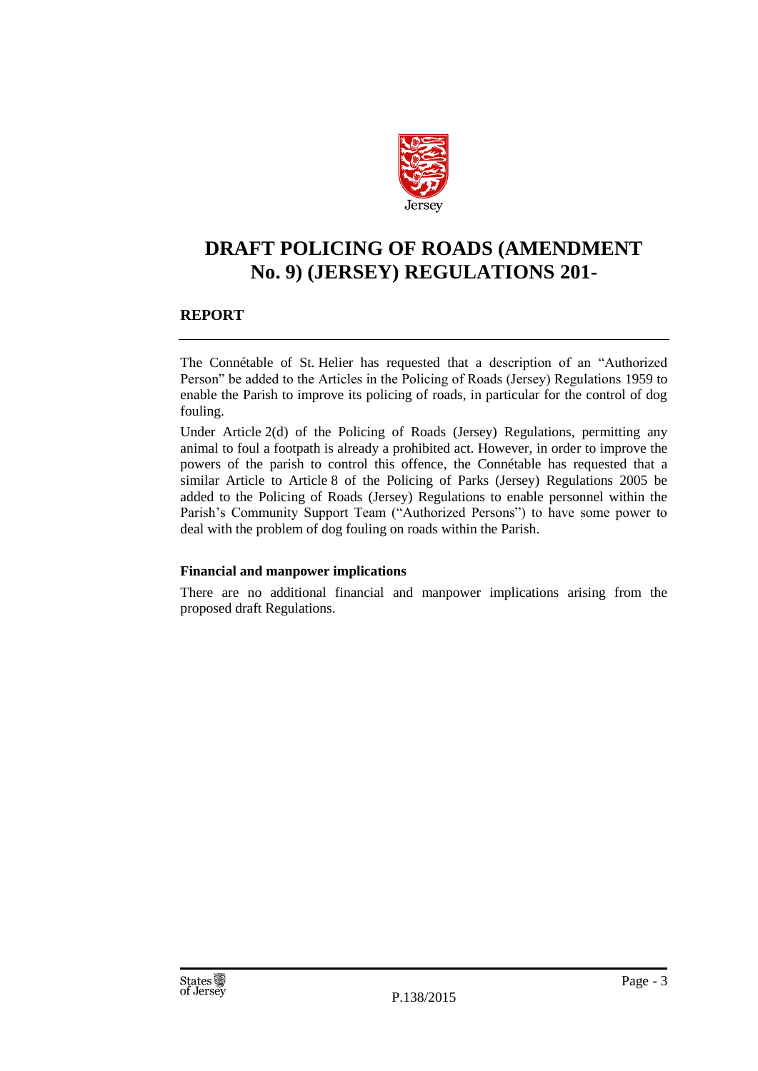# DRAFT POLICING OF ROADS (AMENDMENT No. 9) (JERSEY) REGULATIONS 201-

## REPORT

The Connétable of St. Helier has requested that a description of an "Authorized Person" be added to the Articles in the Policing of Roads (Jersey) Regulations 1959 to enable the Parish to improve its policing of roads, in particular for the control of dog fouling.

Under Article 2(d) of the Policing of Roads (Jersey) Regulations, permitting any animal to foul a footpath is already a prohibited act. However, in order to improve the powers of the parish to control this offence, the Connétable has requested that a similar Article to Article 8 of the Policing of Parks (Jersey) Regulations 2005 be added to the Policing of Roads (Jersey) Regulations to enable personnel within the Parish's Community Support Team ("Authorized Persons") to have some power to deal with the problem of dog fouling on roads within the Parish.

### Financial and manpower implications

There are no additional financial and manpower implications arising from the proposed draft Regulations.

P.138/2015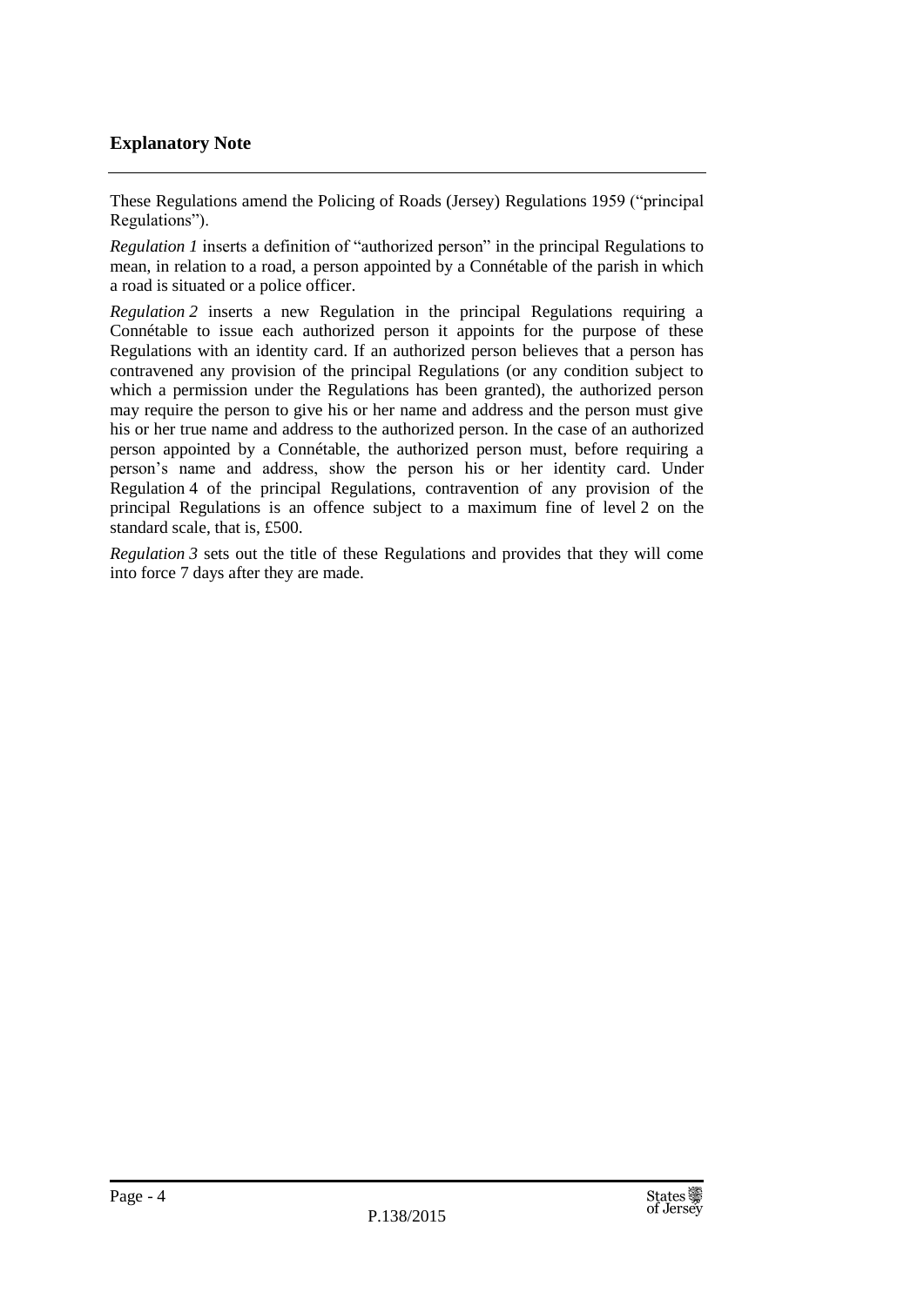## Explanatory Note

These Regulations amend the Policing of Roads (Jersey) Regulations 1959 ("principal Regulations").

*Regulation 1* inserts a definition of "authorized person" in the principal Regulations to mean, in relation to a road, a person appointed by a Connétable of the parish in which a road is situated or a police officer.

*Regulation 2* inserts a new Regulation in the principal Regulations requiring a Connétable to issue each authorized person it appoints for the purpose of these Regulations with an identity card. If an authorized person believes that a person has contravened any provision of the principal Regulations (or any condition subject to which a permission under the Regulations has been granted), the authorized person may require the person to give his or her name and address and the person must give his or her true name and address to the authorized person. In the case of an authorized person appointed by a Connétable, the authorized person must, before requiring a person's name and address, show the person his or her identity card. Under Regulation 4 of the principal Regulations, contravention of any provision of the principal Regulations is an offence subject to a maximum fine of level 2 on the standard scale, that is, £500.

*Regulation 3* sets out the title of these Regulations and provides that they will come into force 7 days after they are made.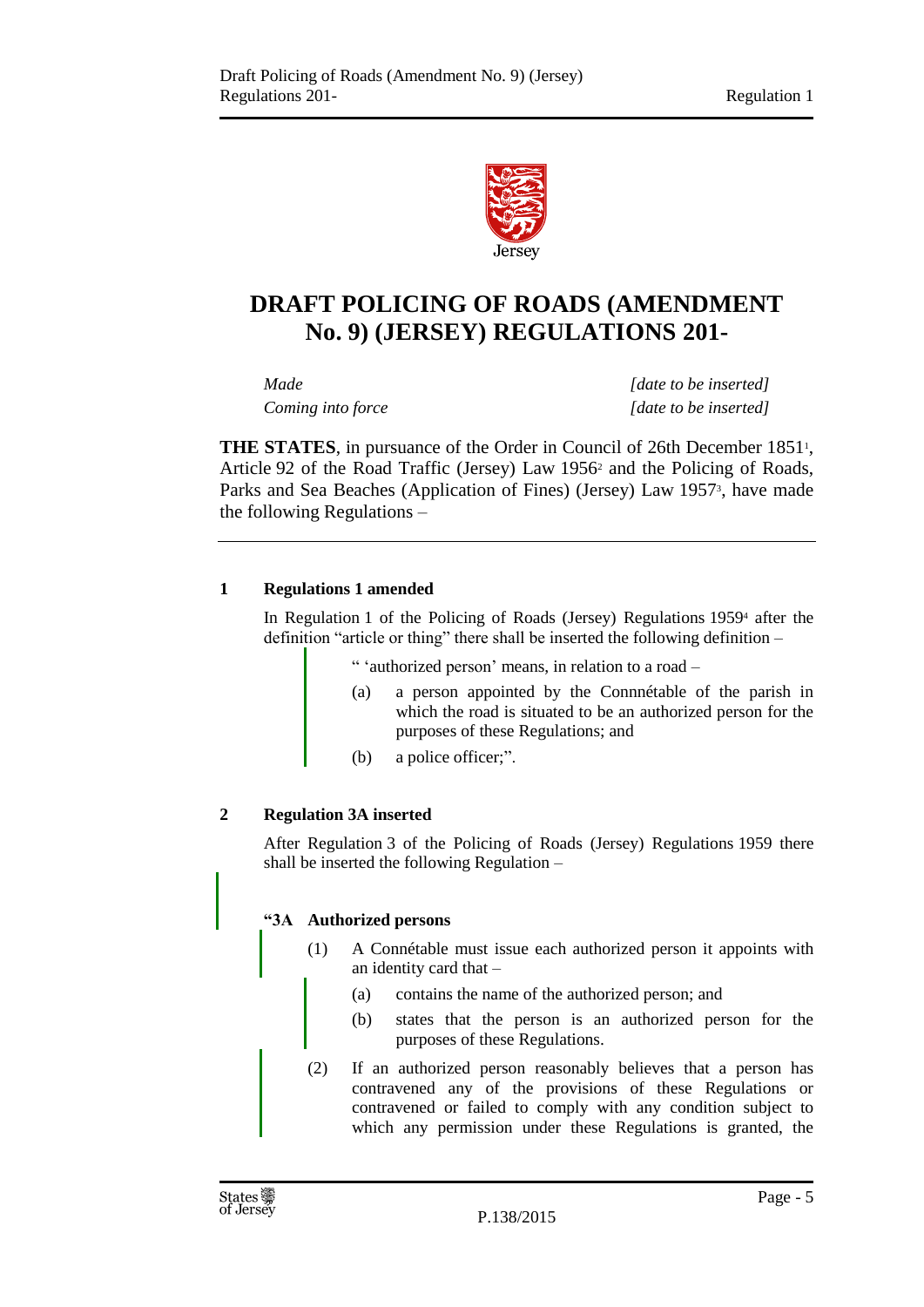# DRAFT POLICING OF ROADS (AMENDMENT No. 9) (JERSEY) REGULATIONS 201-

| | |
|---|---|
| *Made* | *[date to be inserted]* |
| *Coming into force* | *[date to be inserted]* |

**THE STATES**, in pursuance of the Order in Council of 26th December 1851[1], Article 92 of the Road Traffic (Jersey) Law 1956[2] and the Policing of Roads, Parks and Sea Beaches (Application of Fines) (Jersey) Law 1957[3], have made the following Regulations –

**1 Regulations 1 amended**

In Regulation 1 of the Policing of Roads (Jersey) Regulations 1959[4] after the definition "article or thing" there shall be inserted the following definition –

" 'authorized person' means, in relation to a road –

(a) a person appointed by the Connnétable of the parish in which the road is situated to be an authorized person for the purposes of these Regulations; and

(b) a police officer;".

**2 Regulation 3A inserted**

After Regulation 3 of the Policing of Roads (Jersey) Regulations 1959 there shall be inserted the following Regulation –

**"3A Authorized persons**

(1) A Connétable must issue each authorized person it appoints with an identity card that –

(a) contains the name of the authorized person; and

(b) states that the person is an authorized person for the purposes of these Regulations.

(2) If an authorized person reasonably believes that a person has contravened any of the provisions of these Regulations or contravened or failed to comply with any condition subject to which any permission under these Regulations is granted, the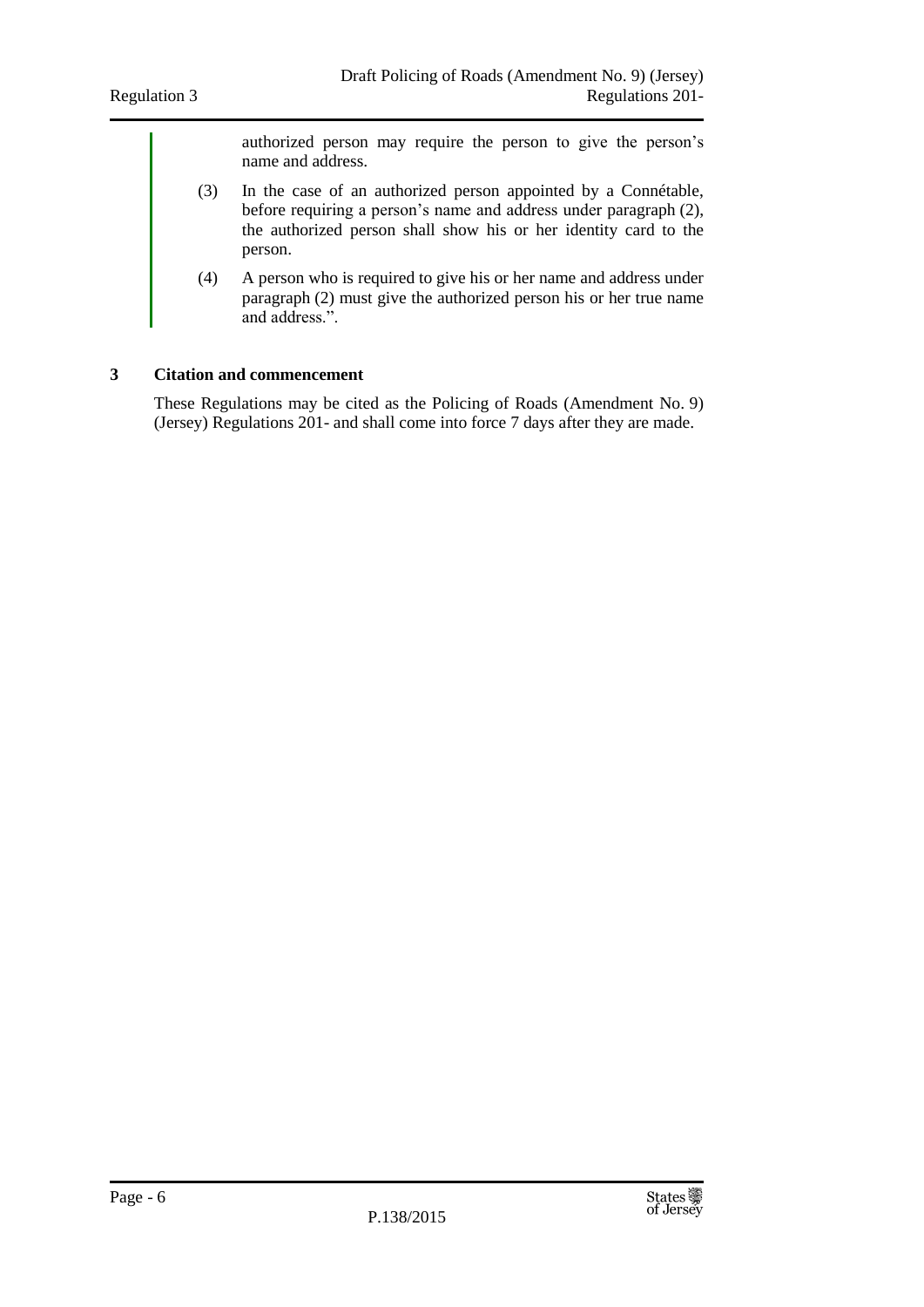authorized person may require the person to give the person's name and address.

(3) In the case of an authorized person appointed by a Connétable, before requiring a person's name and address under paragraph (2), the authorized person shall show his or her identity card to the person.

(4) A person who is required to give his or her name and address under paragraph (2) must give the authorized person his or her true name and address.".

**3 Citation and commencement**

These Regulations may be cited as the Policing of Roads (Amendment No. 9) (Jersey) Regulations 201- and shall come into force 7 days after they are made.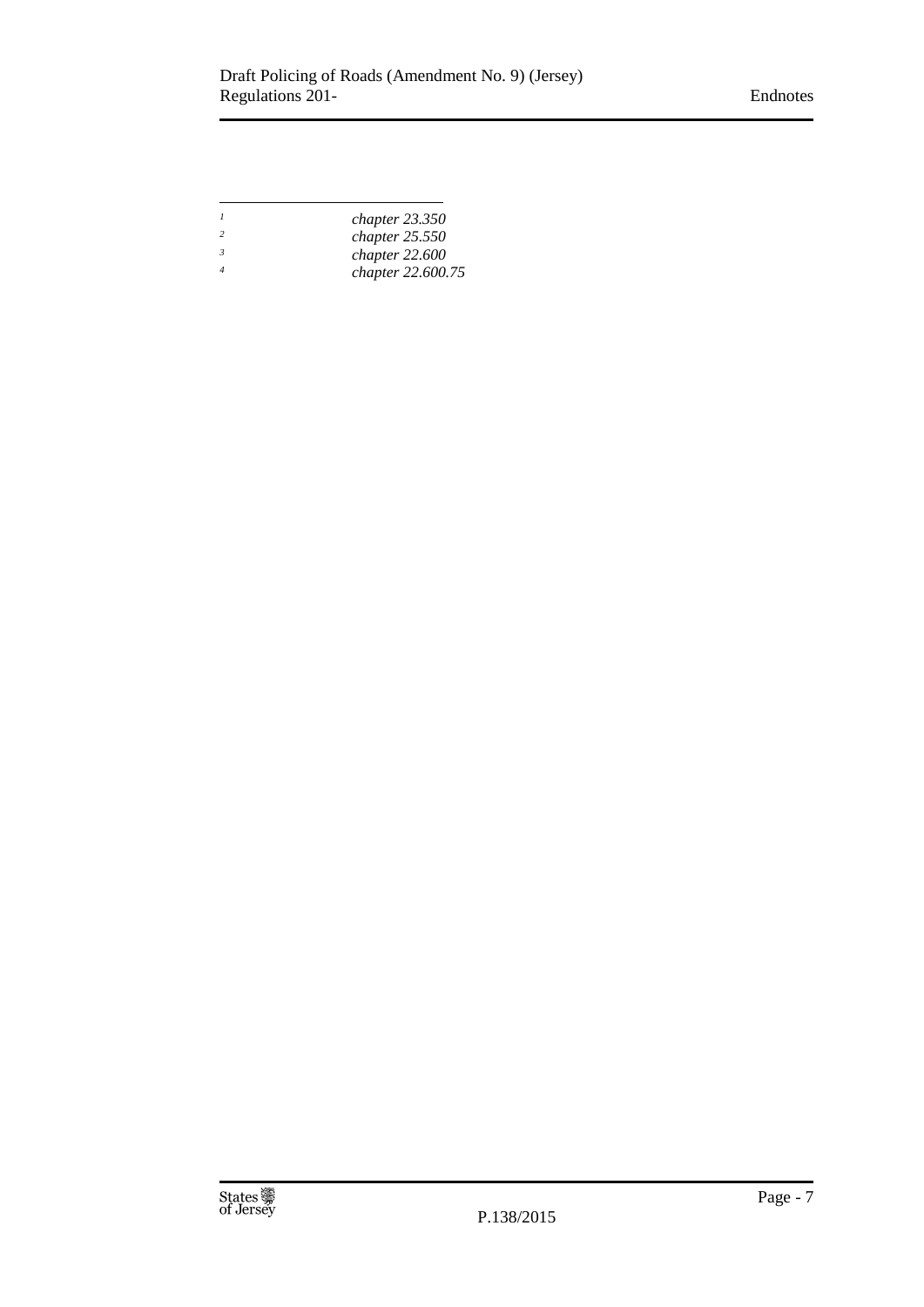[1] *chapter 23.350*

[2] *chapter 25.550*

[3] *chapter 22.600*

[4] *chapter 22.600.75*